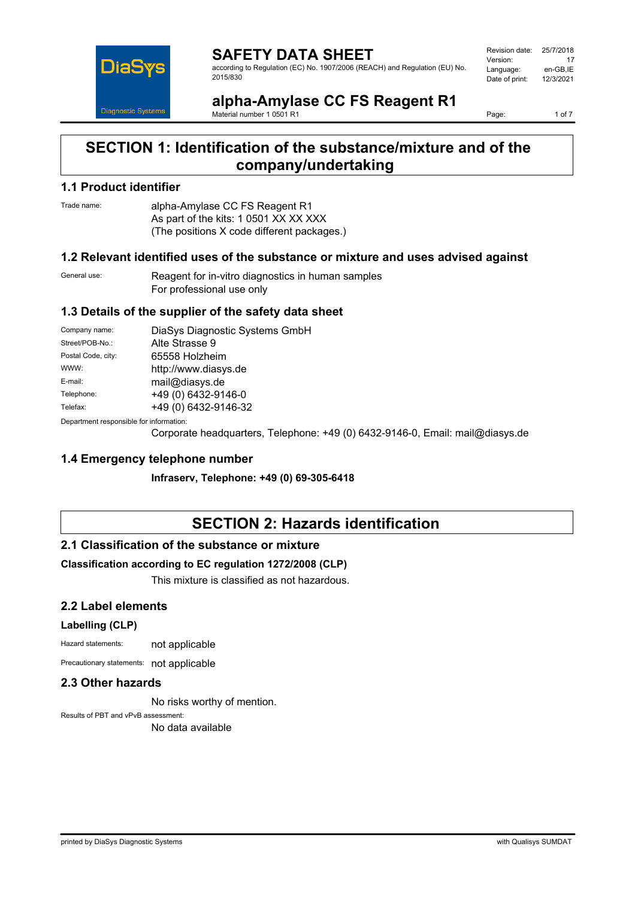# SAFETY DATA SHEET

according to Regulation (EC) No. 1907/2006 (REACH) and Regulation (EU) No. 2015/830

| | |
|---|---|
| Revision date: | 25/7/2018 |
| Version: | 17 |
| Language: | en-GB,IE |
| Date of print: | 12/3/2021 |

## alpha-Amylase CC FS Reagent R1

Material number 1 0501 R1

# SECTION 1: Identification of the substance/mixture and of the company/undertaking

## 1.1 Product identifier

Trade name: alpha-Amylase CC FS Reagent R1
As part of the kits: 1 0501 XX XX XXX
(The positions X code different packages.)

## 1.2 Relevant identified uses of the substance or mixture and uses advised against

General use: Reagent for in-vitro diagnostics in human samples
For professional use only

## 1.3 Details of the supplier of the safety data sheet

| | |
|---|---|
| Company name: | DiaSys Diagnostic Systems GmbH |
| Street/POB-No.: | Alte Strasse 9 |
| Postal Code, city: | 65558 Holzheim |
| WWW: | http://www.diasys.de |
| E-mail: | mail@diasys.de |
| Telephone: | +49 (0) 6432-9146-0 |
| Telefax: | +49 (0) 6432-9146-32 |

Department responsible for information:
Corporate headquarters, Telephone: +49 (0) 6432-9146-0, Email: mail@diasys.de

## 1.4 Emergency telephone number

**Infraserv, Telephone: +49 (0) 69-305-6418**

# SECTION 2: Hazards identification

## 2.1 Classification of the substance or mixture

**Classification according to EC regulation 1272/2008 (CLP)**

This mixture is classified as not hazardous.

## 2.2 Label elements

### Labelling (CLP)

Hazard statements: not applicable

Precautionary statements: not applicable

## 2.3 Other hazards

No risks worthy of mention.

Results of PBT and vPvB assessment:
No data available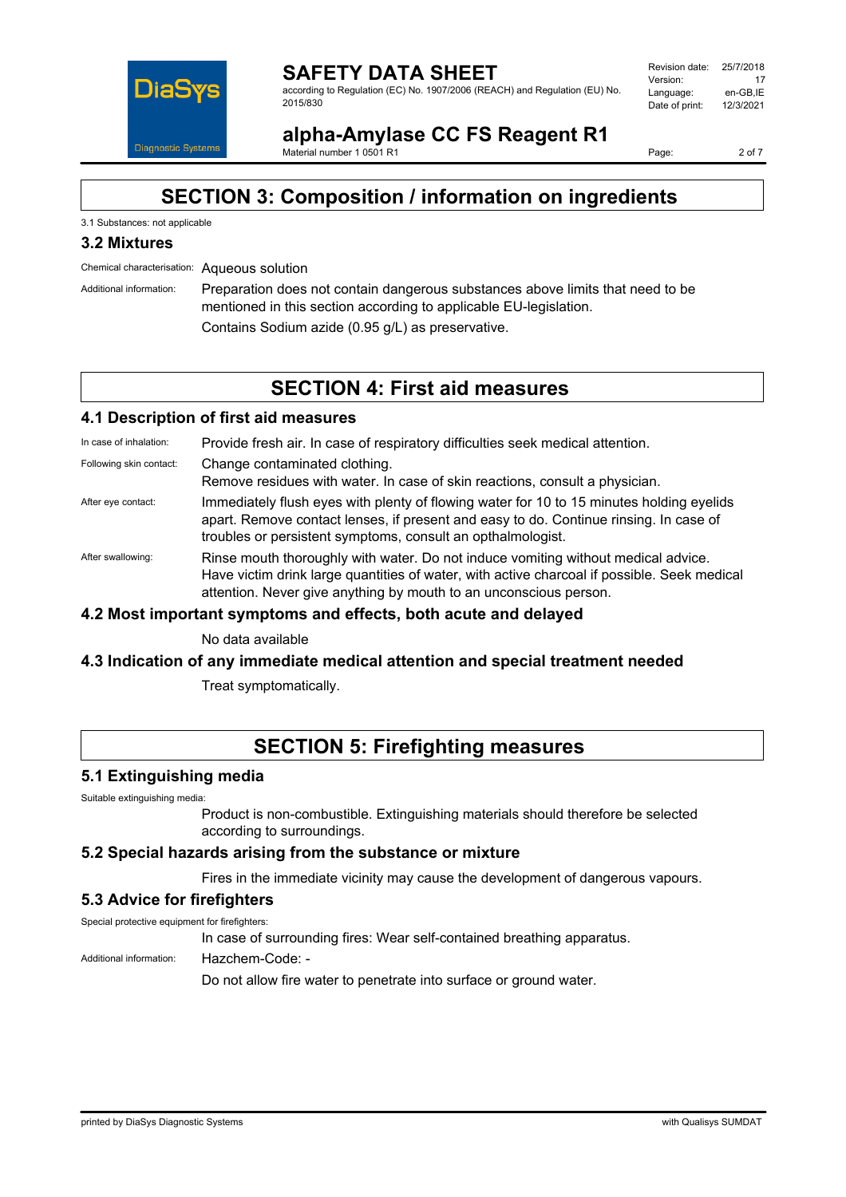# SECTION 3: Composition / information on ingredients

3.1 Substances: not applicable

## 3.2 Mixtures

Chemical characterisation: Aqueous solution

Additional information: Preparation does not contain dangerous substances above limits that need to be mentioned in this section according to applicable EU-legislation.

Contains Sodium azide (0.95 g/L) as preservative.

# SECTION 4: First aid measures

## 4.1 Description of first aid measures

In case of inhalation: Provide fresh air. In case of respiratory difficulties seek medical attention.

Following skin contact: Change contaminated clothing.
Remove residues with water. In case of skin reactions, consult a physician.

After eye contact: Immediately flush eyes with plenty of flowing water for 10 to 15 minutes holding eyelids apart. Remove contact lenses, if present and easy to do. Continue rinsing. In case of troubles or persistent symptoms, consult an opthalmologist.

After swallowing: Rinse mouth thoroughly with water. Do not induce vomiting without medical advice. Have victim drink large quantities of water, with active charcoal if possible. Seek medical attention. Never give anything by mouth to an unconscious person.

## 4.2 Most important symptoms and effects, both acute and delayed

No data available

## 4.3 Indication of any immediate medical attention and special treatment needed

Treat symptomatically.

# SECTION 5: Firefighting measures

## 5.1 Extinguishing media

Suitable extinguishing media:

Product is non-combustible. Extinguishing materials should therefore be selected according to surroundings.

## 5.2 Special hazards arising from the substance or mixture

Fires in the immediate vicinity may cause the development of dangerous vapours.

## 5.3 Advice for firefighters

Special protective equipment for firefighters:

In case of surrounding fires: Wear self-contained breathing apparatus.

Additional information: Hazchem-Code: -

Do not allow fire water to penetrate into surface or ground water.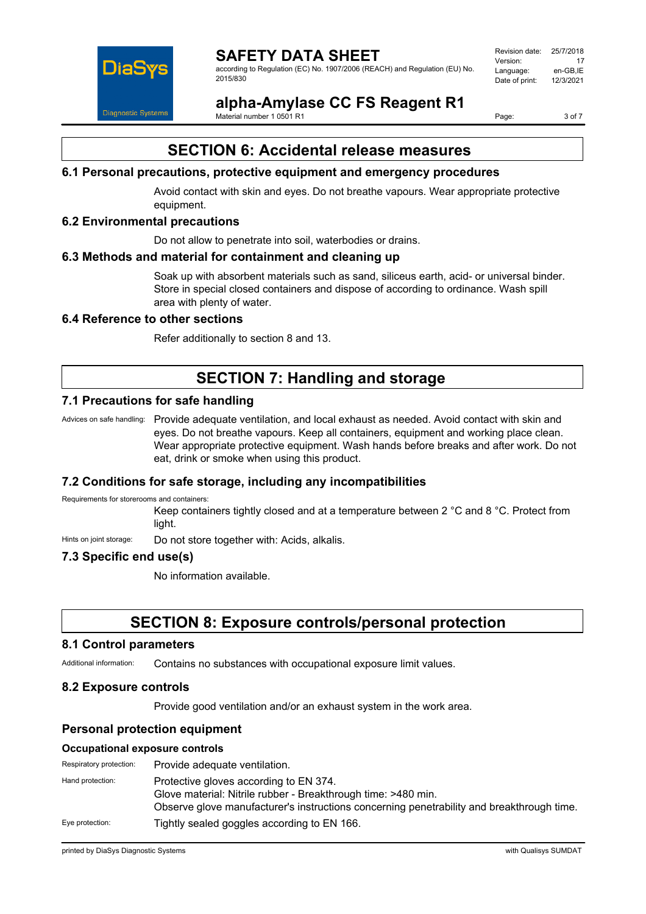## SECTION 6: Accidental release measures

### 6.1 Personal precautions, protective equipment and emergency procedures

Avoid contact with skin and eyes. Do not breathe vapours. Wear appropriate protective equipment.

### 6.2 Environmental precautions

Do not allow to penetrate into soil, waterbodies or drains.

### 6.3 Methods and material for containment and cleaning up

Soak up with absorbent materials such as sand, siliceus earth, acid- or universal binder. Store in special closed containers and dispose of according to ordinance. Wash spill area with plenty of water.

### 6.4 Reference to other sections

Refer additionally to section 8 and 13.

## SECTION 7: Handling and storage

### 7.1 Precautions for safe handling

Advices on safe handling: Provide adequate ventilation, and local exhaust as needed. Avoid contact with skin and eyes. Do not breathe vapours. Keep all containers, equipment and working place clean. Wear appropriate protective equipment. Wash hands before breaks and after work. Do not eat, drink or smoke when using this product.

### 7.2 Conditions for safe storage, including any incompatibilities

Requirements for storerooms and containers:

Keep containers tightly closed and at a temperature between 2 °C and 8 °C. Protect from light.

Hints on joint storage: Do not store together with: Acids, alkalis.

### 7.3 Specific end use(s)

No information available.

## SECTION 8: Exposure controls/personal protection

### 8.1 Control parameters

Additional information: Contains no substances with occupational exposure limit values.

### 8.2 Exposure controls

Provide good ventilation and/or an exhaust system in the work area.

### Personal protection equipment

#### Occupational exposure controls

Respiratory protection: Provide adequate ventilation.

Hand protection: Protective gloves according to EN 374.
Glove material: Nitrile rubber - Breakthrough time: >480 min.
Observe glove manufacturer's instructions concerning penetrability and breakthrough time.

Eye protection: Tightly sealed goggles according to EN 166.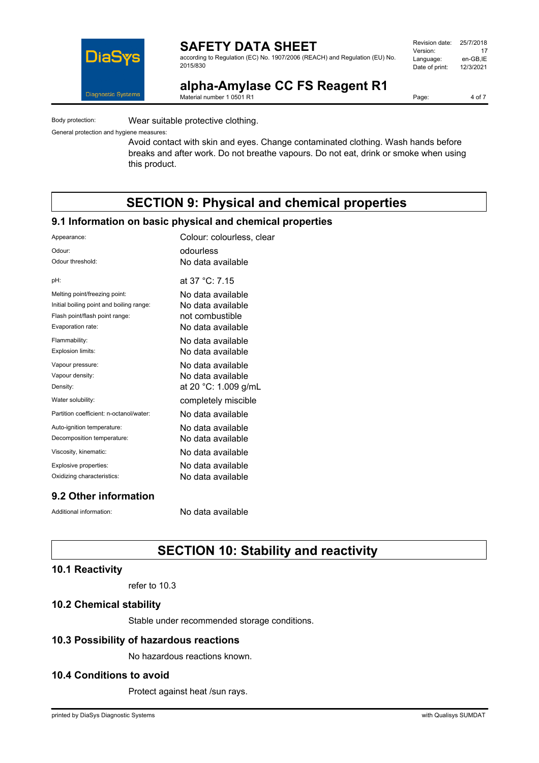Body protection: Wear suitable protective clothing.

General protection and hygiene measures:

Avoid contact with skin and eyes. Change contaminated clothing. Wash hands before breaks and after work. Do not breathe vapours. Do not eat, drink or smoke when using this product.

# SECTION 9: Physical and chemical properties

## 9.1 Information on basic physical and chemical properties

| | |
|---|---|
| Appearance: | Colour: colourless, clear |
| Odour: | odourless |
| Odour threshold: | No data available |
| pH: | at 37 °C: 7.15 |
| Melting point/freezing point: | No data available |
| Initial boiling point and boiling range: | No data available |
| Flash point/flash point range: | not combustible |
| Evaporation rate: | No data available |
| Flammability: | No data available |
| Explosion limits: | No data available |
| Vapour pressure: | No data available |
| Vapour density: | No data available |
| Density: | at 20 °C: 1.009 g/mL |
| Water solubility: | completely miscible |
| Partition coefficient: n-octanol/water: | No data available |
| Auto-ignition temperature: | No data available |
| Decomposition temperature: | No data available |
| Viscosity, kinematic: | No data available |
| Explosive properties: | No data available |
| Oxidizing characteristics: | No data available |

## 9.2 Other information

Additional information: No data available

# SECTION 10: Stability and reactivity

## 10.1 Reactivity

refer to 10.3

## 10.2 Chemical stability

Stable under recommended storage conditions.

## 10.3 Possibility of hazardous reactions

No hazardous reactions known.

## 10.4 Conditions to avoid

Protect against heat /sun rays.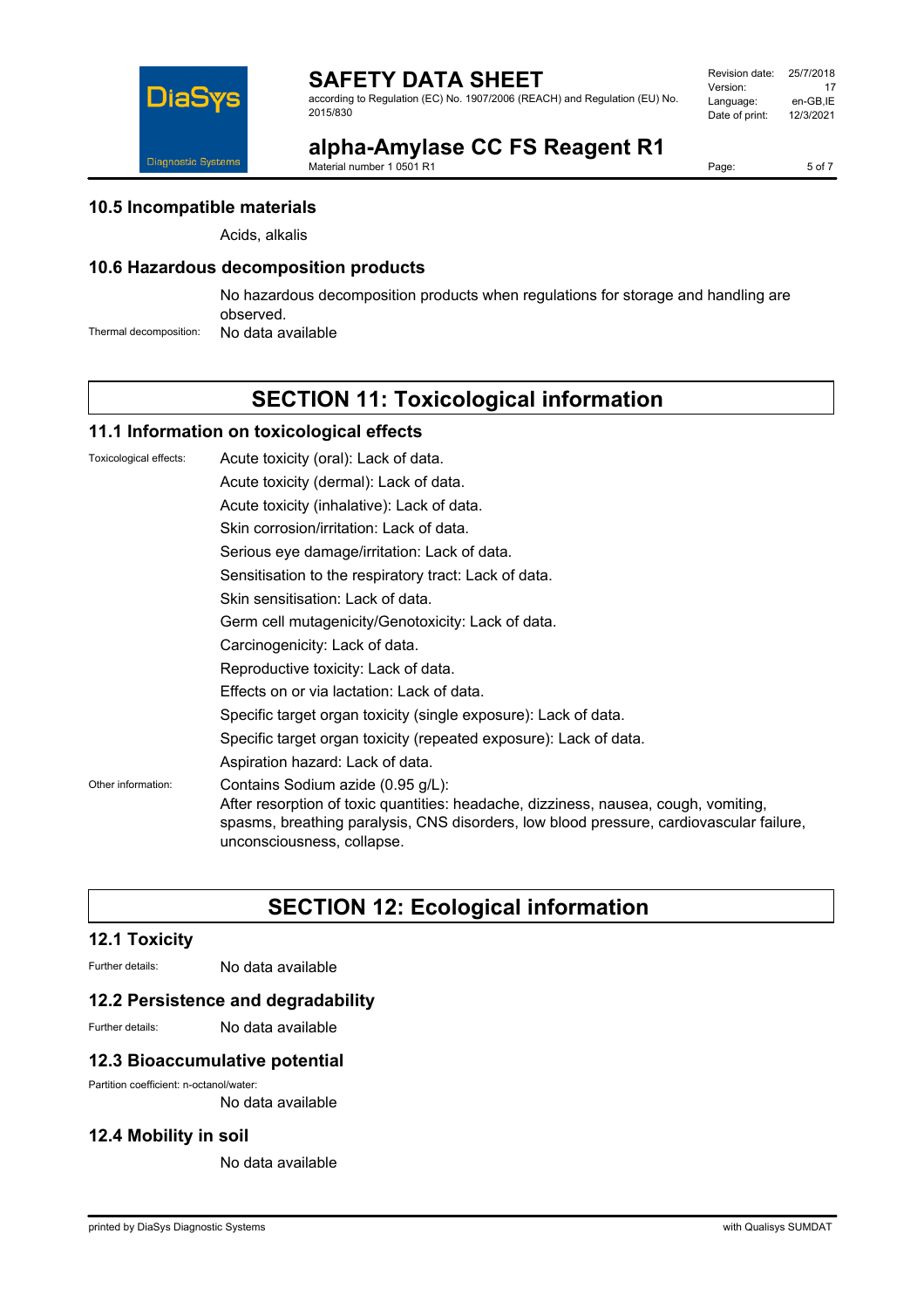### 10.5 Incompatible materials

Acids, alkalis

### 10.6 Hazardous decomposition products

No hazardous decomposition products when regulations for storage and handling are observed.

Thermal decomposition: No data available

## SECTION 11: Toxicological information

### 11.1 Information on toxicological effects

Toxicological effects:

Acute toxicity (oral): Lack of data.

Acute toxicity (dermal): Lack of data.

Acute toxicity (inhalative): Lack of data.

Skin corrosion/irritation: Lack of data.

Serious eye damage/irritation: Lack of data.

Sensitisation to the respiratory tract: Lack of data.

Skin sensitisation: Lack of data.

Germ cell mutagenicity/Genotoxicity: Lack of data.

Carcinogenicity: Lack of data.

Reproductive toxicity: Lack of data.

Effects on or via lactation: Lack of data.

Specific target organ toxicity (single exposure): Lack of data.

Specific target organ toxicity (repeated exposure): Lack of data.

Aspiration hazard: Lack of data.

Other information: Contains Sodium azide (0.95 g/L):
After resorption of toxic quantities: headache, dizziness, nausea, cough, vomiting, spasms, breathing paralysis, CNS disorders, low blood pressure, cardiovascular failure, unconsciousness, collapse.

## SECTION 12: Ecological information

### 12.1 Toxicity

Further details: No data available

### 12.2 Persistence and degradability

Further details: No data available

### 12.3 Bioaccumulative potential

Partition coefficient: n-octanol/water:
No data available

### 12.4 Mobility in soil

No data available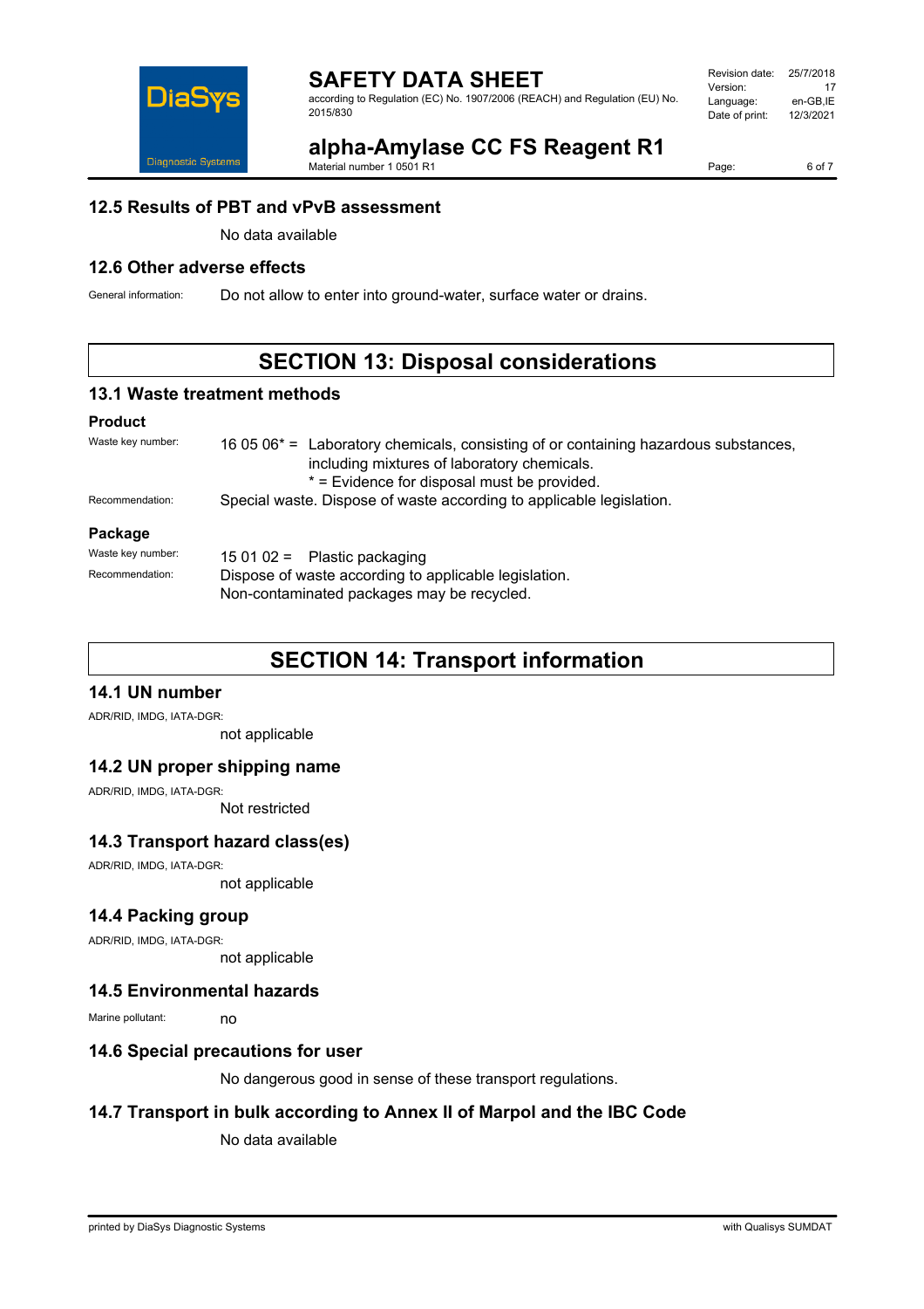## 12.5 Results of PBT and vPvB assessment

No data available

## 12.6 Other adverse effects

General information: Do not allow to enter into ground-water, surface water or drains.

# SECTION 13: Disposal considerations

## 13.1 Waste treatment methods

### Product

Waste key number: 16 05 06* = Laboratory chemicals, consisting of or containing hazardous substances, including mixtures of laboratory chemicals.
* = Evidence for disposal must be provided.

Recommendation: Special waste. Dispose of waste according to applicable legislation.

### Package

Waste key number: 15 01 02 = Plastic packaging

Recommendation: Dispose of waste according to applicable legislation.
Non-contaminated packages may be recycled.

# SECTION 14: Transport information

## 14.1 UN number

ADR/RID, IMDG, IATA-DGR:

not applicable

## 14.2 UN proper shipping name

ADR/RID, IMDG, IATA-DGR:

Not restricted

## 14.3 Transport hazard class(es)

ADR/RID, IMDG, IATA-DGR:

not applicable

## 14.4 Packing group

ADR/RID, IMDG, IATA-DGR:

not applicable

## 14.5 Environmental hazards

Marine pollutant: no

## 14.6 Special precautions for user

No dangerous good in sense of these transport regulations.

## 14.7 Transport in bulk according to Annex II of Marpol and the IBC Code

No data available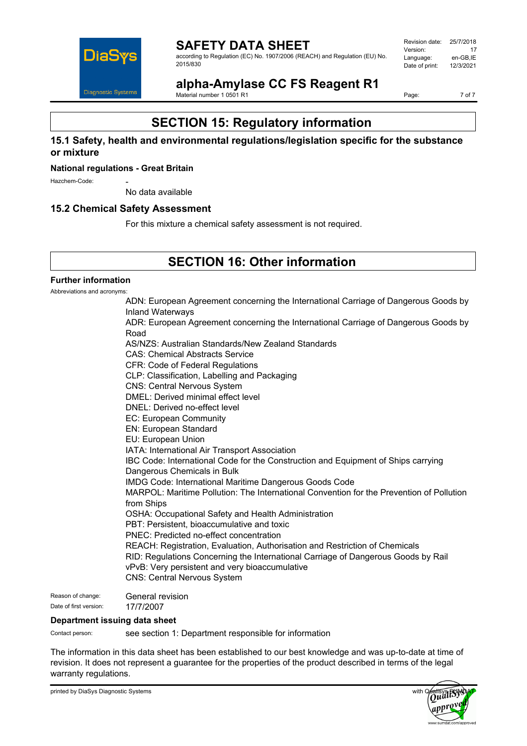# SECTION 15: Regulatory information

## 15.1 Safety, health and environmental regulations/legislation specific for the substance or mixture

### National regulations - Great Britain

Hazchem-Code: -

No data available

## 15.2 Chemical Safety Assessment

For this mixture a chemical safety assessment is not required.

# SECTION 16: Other information

### Further information

Abbreviations and acronyms:

ADN: European Agreement concerning the International Carriage of Dangerous Goods by Inland Waterways
ADR: European Agreement concerning the International Carriage of Dangerous Goods by Road
AS/NZS: Australian Standards/New Zealand Standards
CAS: Chemical Abstracts Service
CFR: Code of Federal Regulations
CLP: Classification, Labelling and Packaging
CNS: Central Nervous System
DMEL: Derived minimal effect level
DNEL: Derived no-effect level
EC: European Community
EN: European Standard
EU: European Union
IATA: International Air Transport Association
IBC Code: International Code for the Construction and Equipment of Ships carrying Dangerous Chemicals in Bulk
IMDG Code: International Maritime Dangerous Goods Code
MARPOL: Maritime Pollution: The International Convention for the Prevention of Pollution from Ships
OSHA: Occupational Safety and Health Administration
PBT: Persistent, bioaccumulative and toxic
PNEC: Predicted no-effect concentration
REACH: Registration, Evaluation, Authorisation and Restriction of Chemicals
RID: Regulations Concerning the International Carriage of Dangerous Goods by Rail
vPvB: Very persistent and very bioaccumulative
CNS: Central Nervous System

Reason of change: General revision

Date of first version: 17/7/2007

### Department issuing data sheet

Contact person: see section 1: Department responsible for information

The information in this data sheet has been established to our best knowledge and was up-to-date at time of revision. It does not represent a guarantee for the properties of the product described in terms of the legal warranty regulations.